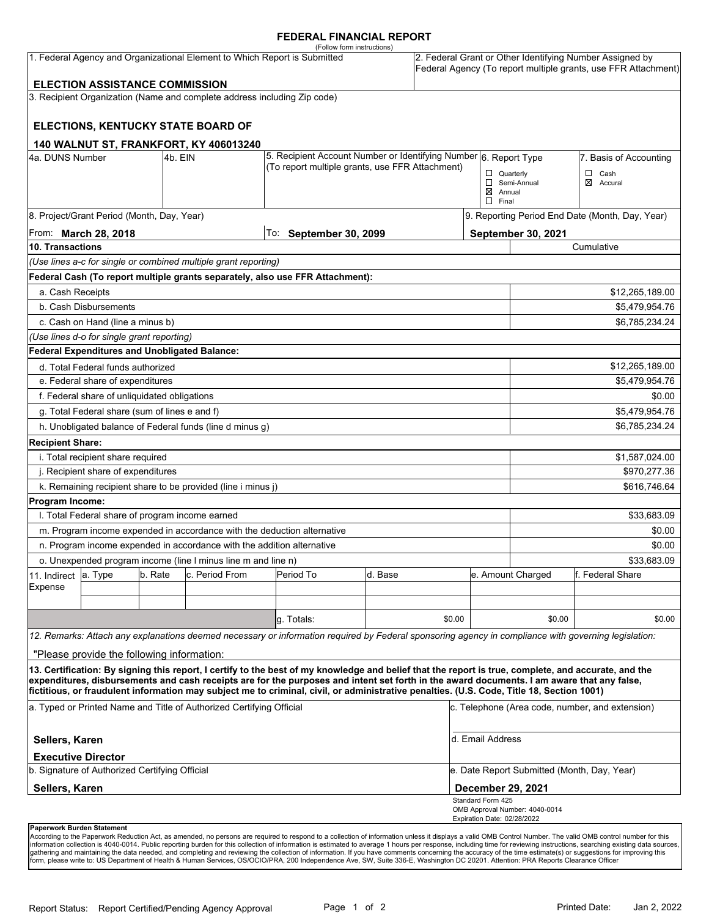# FEDERAL FINANCIAL REPORT

(Follow form instructions)

| 1. Federal Agency and Organizational Element to Which Report is Submitted | 2. Federal Grant or Other Identifying Number Assigned by Federal Agency (To report multiple grants, use FFR Attachment) |
|---|---|
| **ELECTION ASSISTANCE COMMISSION** | |

3. Recipient Organization (Name and complete address including Zip code)

**ELECTIONS, KENTUCKY STATE BOARD OF**

**140 WALNUT ST, FRANKFORT, KY 406013240**

| 4a. DUNS Number | 4b. EIN | 5. Recipient Account Number or Identifying Number (To report multiple grants, use FFR Attachment) | 6. Report Type | 7. Basis of Accounting |
|---|---|---|---|---|
| | | | ☐ Quarterly<br>☐ Semi-Annual<br>☒ Annual<br>☐ Final | ☐ Cash<br>☒ Accural |

| 8. Project/Grant Period (Month, Day, Year) | | 9. Reporting Period End Date (Month, Day, Year) |
|---|---|---|
| From: **March 28, 2018** | To: **September 30, 2099** | **September 30, 2021** |

| 10. Transactions | Cumulative |
|---|---|
| *(Use lines a-c for single or combined multiple grant reporting)* | |
| **Federal Cash (To report multiple grants separately, also use FFR Attachment):** | |
| a. Cash Receipts | $12,265,189.00 |
| b. Cash Disbursements | $5,479,954.76 |
| c. Cash on Hand (line a minus b) | $6,785,234.24 |
| *(Use lines d-o for single grant reporting)* | |
| **Federal Expenditures and Unobligated Balance:** | |
| d. Total Federal funds authorized | $12,265,189.00 |
| e. Federal share of expenditures | $5,479,954.76 |
| f. Federal share of unliquidated obligations | $0.00 |
| g. Total Federal share (sum of lines e and f) | $5,479,954.76 |
| h. Unobligated balance of Federal funds (line d minus g) | $6,785,234.24 |
| **Recipient Share:** | |
| i. Total recipient share required | $1,587,024.00 |
| j. Recipient share of expenditures | $970,277.36 |
| k. Remaining recipient share to be provided (line i minus j) | $616,746.64 |
| **Program Income:** | |
| l. Total Federal share of program income earned | $33,683.09 |
| m. Program income expended in accordance with the deduction alternative | $0.00 |
| n. Program income expended in accordance with the addition alternative | $0.00 |
| o. Unexpended program income (line l minus line m and line n) | $33,683.09 |

| 11. Indirect Expense | a. Type | b. Rate | c. Period From | Period To | d. Base | e. Amount Charged | f. Federal Share |
|---|---|---|---|---|---|---|---|
| | | | | | | | |
| | | | | | | | |
| | | | | g. Totals: | $0.00 | $0.00 | $0.00 |

*12. Remarks: Attach any explanations deemed necessary or information required by Federal sponsoring agency in compliance with governing legislation:*

"Please provide the following information:

**13. Certification: By signing this report, I certify to the best of my knowledge and belief that the report is true, complete, and accurate, and the expenditures, disbursements and cash receipts are for the purposes and intent set forth in the award documents. I am aware that any false, fictitious, or fraudulent information may subject me to criminal, civil, or administrative penalties. (U.S. Code, Title 18, Section 1001)**

| a. Typed or Printed Name and Title of Authorized Certifying Official | c. Telephone (Area code, number, and extension) |
|---|---|
| **Sellers, Karen**<br>**Executive Director** | d. Email Address |
| b. Signature of Authorized Certifying Official | e. Date Report Submitted (Month, Day, Year) |
| **Sellers, Karen** | **December 29, 2021** |

Standard Form 425
OMB Approval Number: 4040-0014
Expiration Date: 02/28/2022

**Paperwork Burden Statement**
According to the Paperwork Reduction Act, as amended, no persons are required to respond to a collection of information unless it displays a valid OMB Control Number. The valid OMB control number for this information collection is 4040-0014. Public reporting burden for this collection of information is estimated to average 1 hours per response, including time for reviewing instructions, searching existing data sources, gathering and maintaining the data needed, and completing and reviewing the collection of information. If you have comments concerning the accuracy of the time estimate(s) or suggestions for improving this form, please write to: US Department of Health & Human Services, OS/OCIO/PRA, 200 Independence Ave, SW, Suite 336-E, Washington DC 20201. Attention: PRA Reports Clearance Officer

Report Status: Report Certified/Pending Agency Approval

Printed Date: Jan 2, 2022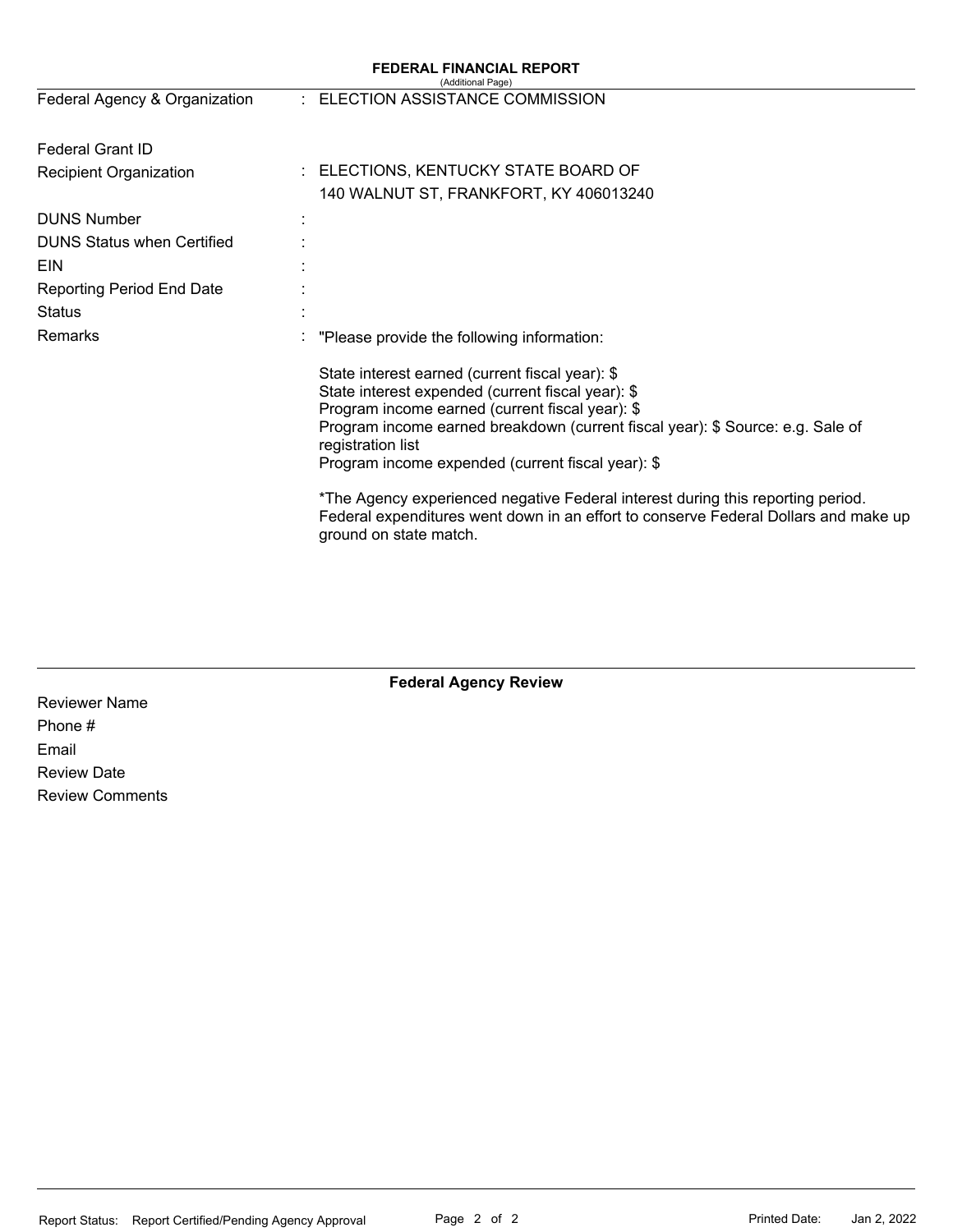**FEDERAL FINANCIAL REPORT**
(Additional Page)

| | | |
|---|---|---|
| Federal Agency & Organization | : | ELECTION ASSISTANCE COMMISSION |
| Federal Grant ID | | |
| Recipient Organization | : | ELECTIONS, KENTUCKY STATE BOARD OF<br>140 WALNUT ST, FRANKFORT, KY 406013240 |
| DUNS Number | : | |
| DUNS Status when Certified | : | |
| EIN | : | |
| Reporting Period End Date | : | |
| Status | : | |
| Remarks | : | "Please provide the following information: |

State interest earned (current fiscal year): $
State interest expended (current fiscal year): $
Program income earned (current fiscal year): $
Program income earned breakdown (current fiscal year): $ Source: e.g. Sale of registration list
Program income expended (current fiscal year): $

*The Agency experienced negative Federal interest during this reporting period. Federal expenditures went down in an effort to conserve Federal Dollars and make up ground on state match.

**Federal Agency Review**

Reviewer Name
Phone #
Email
Review Date
Review Comments

Report Status: Report Certified/Pending Agency Approval | Printed Date: Jan 2, 2022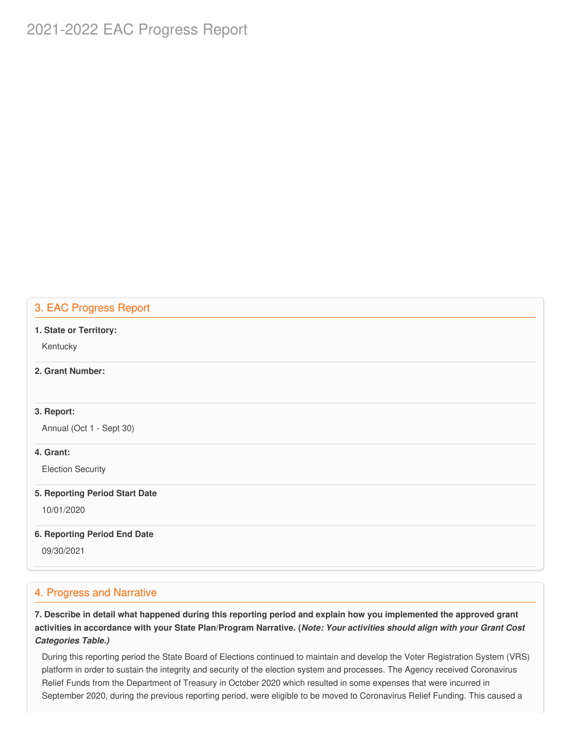# 2021-2022 EAC Progress Report

## 3. EAC Progress Report

**1. State or Territory:**

Kentucky

**2. Grant Number:**

**3. Report:**

Annual (Oct 1 - Sept 30)

**4. Grant:**

Election Security

**5. Reporting Period Start Date**

10/01/2020

**6. Reporting Period End Date**

09/30/2021

## 4. Progress and Narrative

**7. Describe in detail what happened during this reporting period and explain how you implemented the approved grant activities in accordance with your State Plan/Program Narrative. (*Note: Your activities should align with your Grant Cost Categories Table.)***

During this reporting period the State Board of Elections continued to maintain and develop the Voter Registration System (VRS) platform in order to sustain the integrity and security of the election system and processes. The Agency received Coronavirus Relief Funds from the Department of Treasury in October 2020 which resulted in some expenses that were incurred in September 2020, during the previous reporting period, were eligible to be moved to Coronavirus Relief Funding. This caused a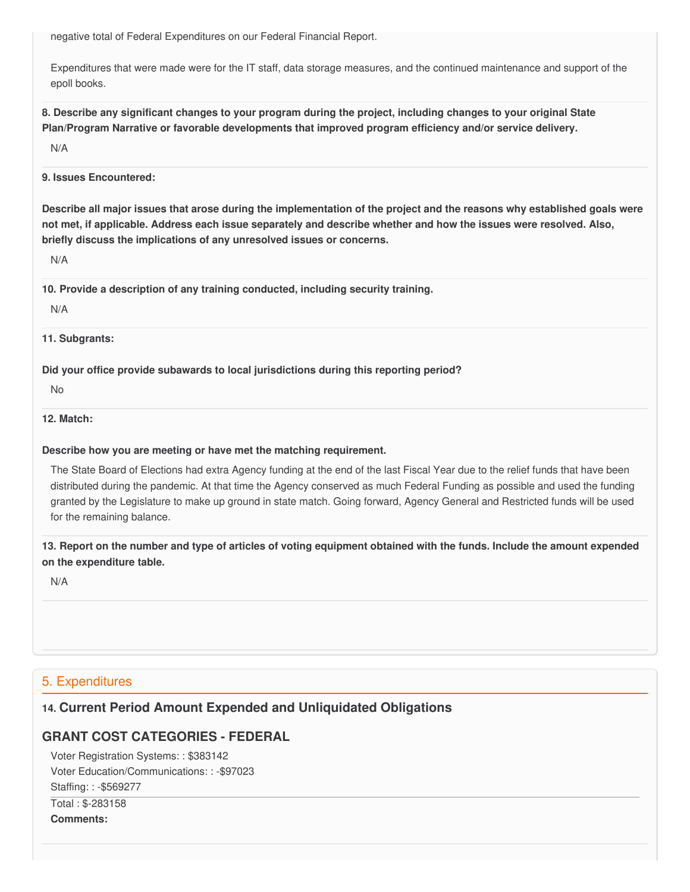negative total of Federal Expenditures on our Federal Financial Report.

Expenditures that were made were for the IT staff, data storage measures, and the continued maintenance and support of the epoll books.

**8. Describe any significant changes to your program during the project, including changes to your original State Plan/Program Narrative or favorable developments that improved program efficiency and/or service delivery.**

N/A

**9. Issues Encountered:**

**Describe all major issues that arose during the implementation of the project and the reasons why established goals were not met, if applicable. Address each issue separately and describe whether and how the issues were resolved. Also, briefly discuss the implications of any unresolved issues or concerns.**

N/A

**10. Provide a description of any training conducted, including security training.**

N/A

**11. Subgrants:**

**Did your office provide subawards to local jurisdictions during this reporting period?**

No

**12. Match:**

**Describe how you are meeting or have met the matching requirement.**

The State Board of Elections had extra Agency funding at the end of the last Fiscal Year due to the relief funds that have been distributed during the pandemic. At that time the Agency conserved as much Federal Funding as possible and used the funding granted by the Legislature to make up ground in state match. Going forward, Agency General and Restricted funds will be used for the remaining balance.

**13. Report on the number and type of articles of voting equipment obtained with the funds. Include the amount expended on the expenditure table.**

N/A

## 5. Expenditures

### 14. Current Period Amount Expended and Unliquidated Obligations

### GRANT COST CATEGORIES - FEDERAL

Voter Registration Systems: : $383142
Voter Education/Communications: : -$97023
Staffing: : -$569277

Total : $-283158

**Comments:**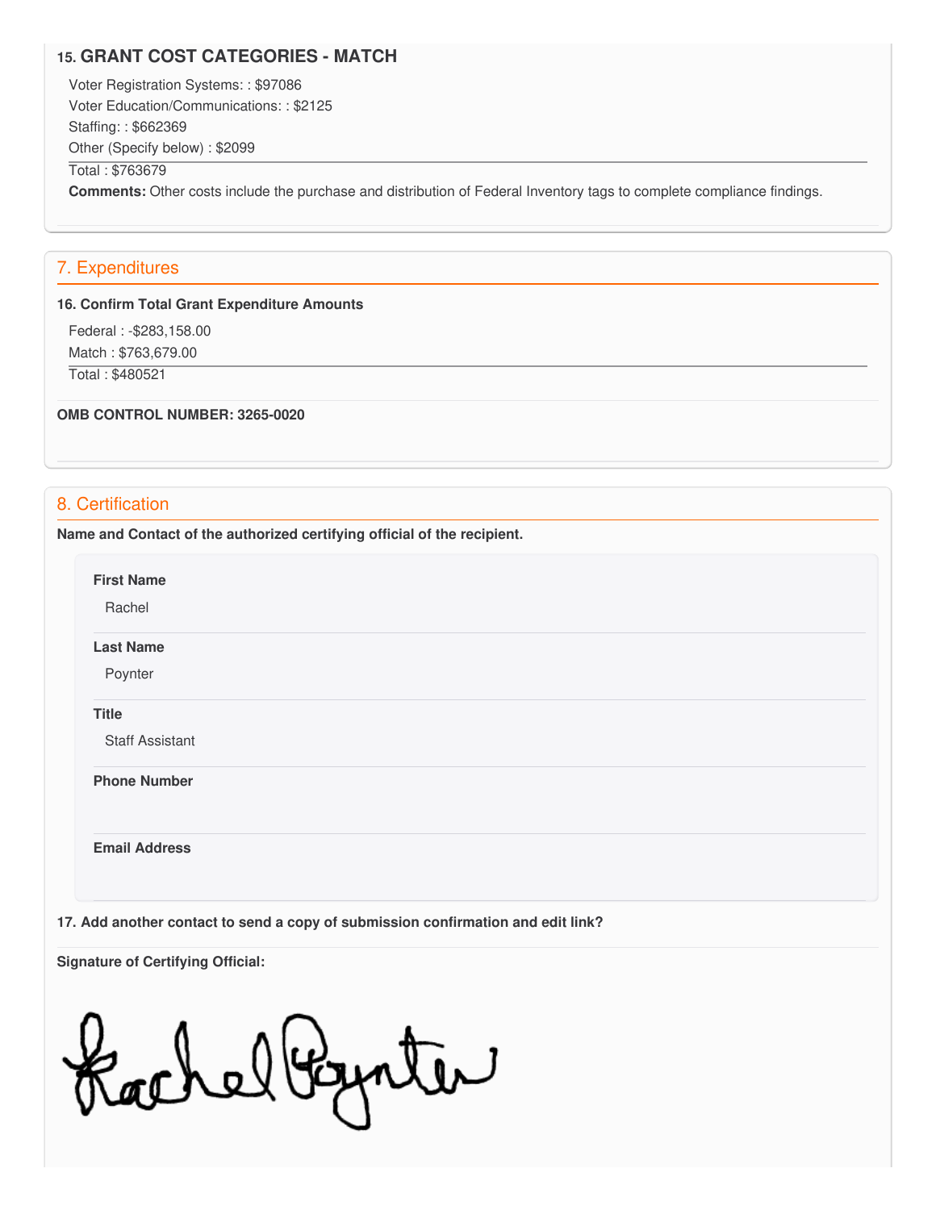### 15. GRANT COST CATEGORIES - MATCH

Voter Registration Systems: : $97086
Voter Education/Communications: : $2125
Staffing: : $662369
Other (Specify below) : $2099

Total : $763679

**Comments:** Other costs include the purchase and distribution of Federal Inventory tags to complete compliance findings.

## 7. Expenditures

**16. Confirm Total Grant Expenditure Amounts**

Federal : -$283,158.00
Match : $763,679.00

Total : $480521

**OMB CONTROL NUMBER: 3265-0020**

## 8. Certification

**Name and Contact of the authorized certifying official of the recipient.**

**First Name**

Rachel

**Last Name**

Poynter

**Title**

Staff Assistant

**Phone Number**

**Email Address**

**17. Add another contact to send a copy of submission confirmation and edit link?**

**Signature of Certifying Official:**

Rachel Poynter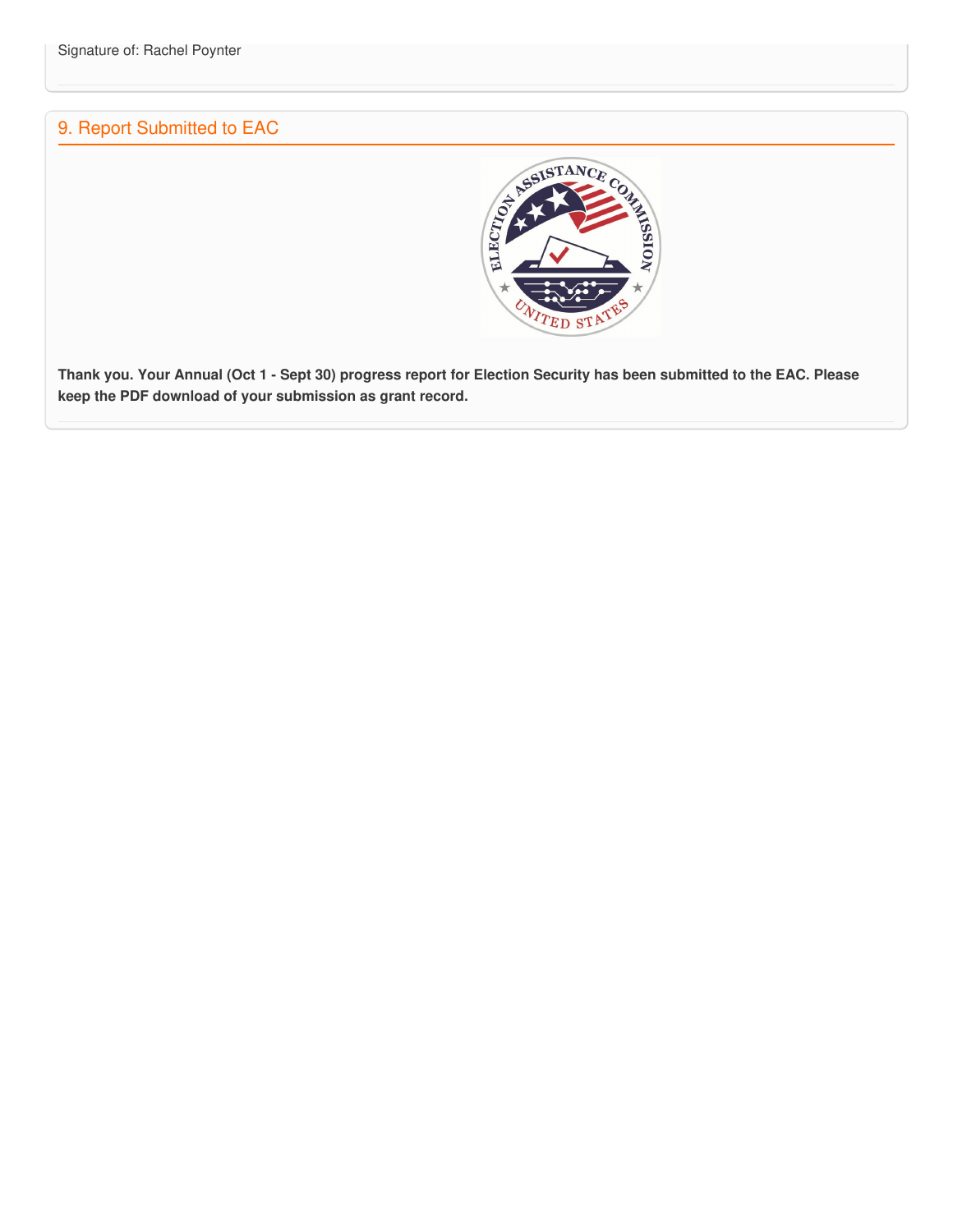Signature of: Rachel Poynter

## 9. Report Submitted to EAC

**Thank you. Your Annual (Oct 1 - Sept 30) progress report for Election Security has been submitted to the EAC. Please keep the PDF download of your submission as grant record.**